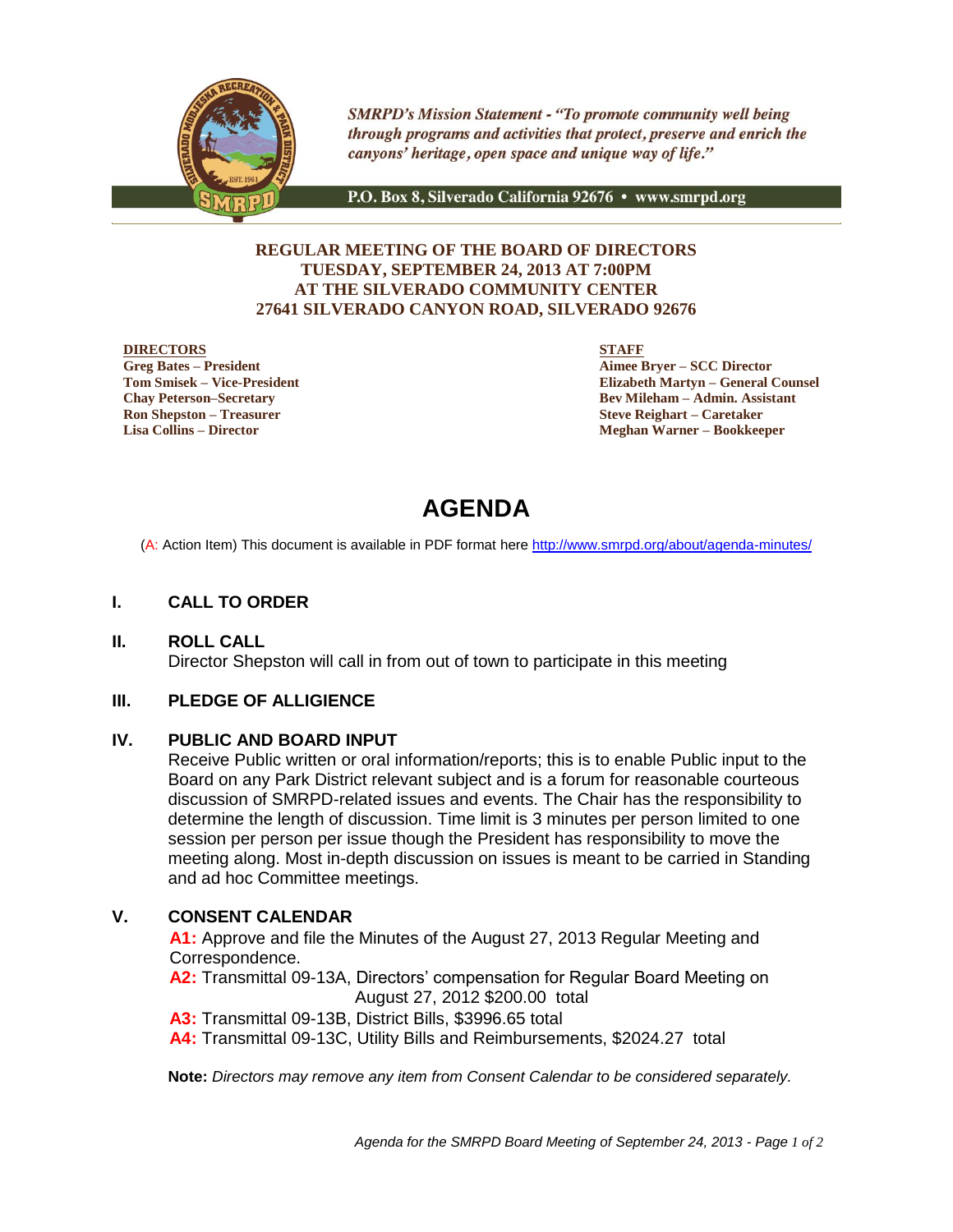*SMRPD's Mission Statement - "To promote community well being through programs and activities that protect, preserve and enrich the canyons' heritage, open space and unique way of life."*

P.O. Box 8, Silverado California 92676 • www.smrpd.org

**REGULAR MEETING OF THE BOARD OF DIRECTORS**
**TUESDAY, SEPTEMBER 24, 2013 AT 7:00PM**
**AT THE SILVERADO COMMUNITY CENTER**
**27641 SILVERADO CANYON ROAD, SILVERADO 92676**

**DIRECTORS**
**Greg Bates – President**
**Tom Smisek – Vice-President**
**Chay Peterson–Secretary**
**Ron Shepston – Treasurer**
**Lisa Collins – Director**

**STAFF**
**Aimee Bryer – SCC Director**
**Elizabeth Martyn – General Counsel**
**Bev Mileham – Admin. Assistant**
**Steve Reighart – Caretaker**
**Meghan Warner – Bookkeeper**

# AGENDA

(A: Action Item) This document is available in PDF format here http://www.smrpd.org/about/agenda-minutes/

## I. CALL TO ORDER

## II. ROLL CALL

Director Shepston will call in from out of town to participate in this meeting

## III. PLEDGE OF ALLIGIENCE

## IV. PUBLIC AND BOARD INPUT

Receive Public written or oral information/reports; this is to enable Public input to the Board on any Park District relevant subject and is a forum for reasonable courteous discussion of SMRPD-related issues and events. The Chair has the responsibility to determine the length of discussion. Time limit is 3 minutes per person limited to one session per person per issue though the President has responsibility to move the meeting along. Most in-depth discussion on issues is meant to be carried in Standing and ad hoc Committee meetings.

## V. CONSENT CALENDAR

**A1:** Approve and file the Minutes of the August 27, 2013 Regular Meeting and Correspondence.

**A2:** Transmittal 09-13A, Directors' compensation for Regular Board Meeting on August 27, 2012 $200.00 total

**A3:** Transmittal 09-13B, District Bills, $3996.65 total

**A4:** Transmittal 09-13C, Utility Bills and Reimbursements, $2024.27 total

**Note:** *Directors may remove any item from Consent Calendar to be considered separately.*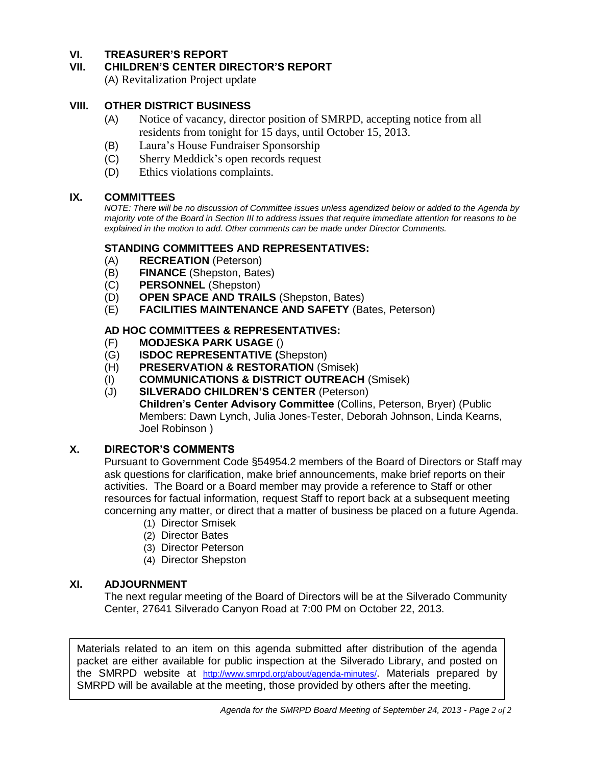## VI. TREASURER'S REPORT

## VII. CHILDREN'S CENTER DIRECTOR'S REPORT

(A) Revitalization Project update

## VIII. OTHER DISTRICT BUSINESS

(A) Notice of vacancy, director position of SMRPD, accepting notice from all residents from tonight for 15 days, until October 15, 2013.

(B) Laura's House Fundraiser Sponsorship

(C) Sherry Meddick's open records request

(D) Ethics violations complaints.

## IX. COMMITTEES

*NOTE: There will be no discussion of Committee issues unless agendized below or added to the Agenda by majority vote of the Board in Section III to address issues that require immediate attention for reasons to be explained in the motion to add. Other comments can be made under Director Comments.*

### STANDING COMMITTEES AND REPRESENTATIVES:

(A) **RECREATION** (Peterson)

(B) **FINANCE** (Shepston, Bates)

(C) **PERSONNEL** (Shepston)

(D) **OPEN SPACE AND TRAILS** (Shepston, Bates)

(E) **FACILITIES MAINTENANCE AND SAFETY** (Bates, Peterson)

### AD HOC COMMITTEES & REPRESENTATIVES:

(F) **MODJESKA PARK USAGE** ()

(G) **ISDOC REPRESENTATIVE (**Shepston)

(H) **PRESERVATION & RESTORATION** (Smisek)

(I) **COMMUNICATIONS & DISTRICT OUTREACH** (Smisek)

(J) **SILVERADO CHILDREN'S CENTER** (Peterson)
**Children's Center Advisory Committee** (Collins, Peterson, Bryer) (Public Members: Dawn Lynch, Julia Jones-Tester, Deborah Johnson, Linda Kearns, Joel Robinson )

## X. DIRECTOR'S COMMENTS

Pursuant to Government Code §54954.2 members of the Board of Directors or Staff may ask questions for clarification, make brief announcements, make brief reports on their activities. The Board or a Board member may provide a reference to Staff or other resources for factual information, request Staff to report back at a subsequent meeting concerning any matter, or direct that a matter of business be placed on a future Agenda.

(1) Director Smisek
(2) Director Bates
(3) Director Peterson
(4) Director Shepston

## XI. ADJOURNMENT

The next regular meeting of the Board of Directors will be at the Silverado Community Center, 27641 Silverado Canyon Road at 7:00 PM on October 22, 2013.

Materials related to an item on this agenda submitted after distribution of the agenda packet are either available for public inspection at the Silverado Library, and posted on the SMRPD website at http://www.smrpd.org/about/agenda-minutes/. Materials prepared by SMRPD will be available at the meeting, those provided by others after the meeting.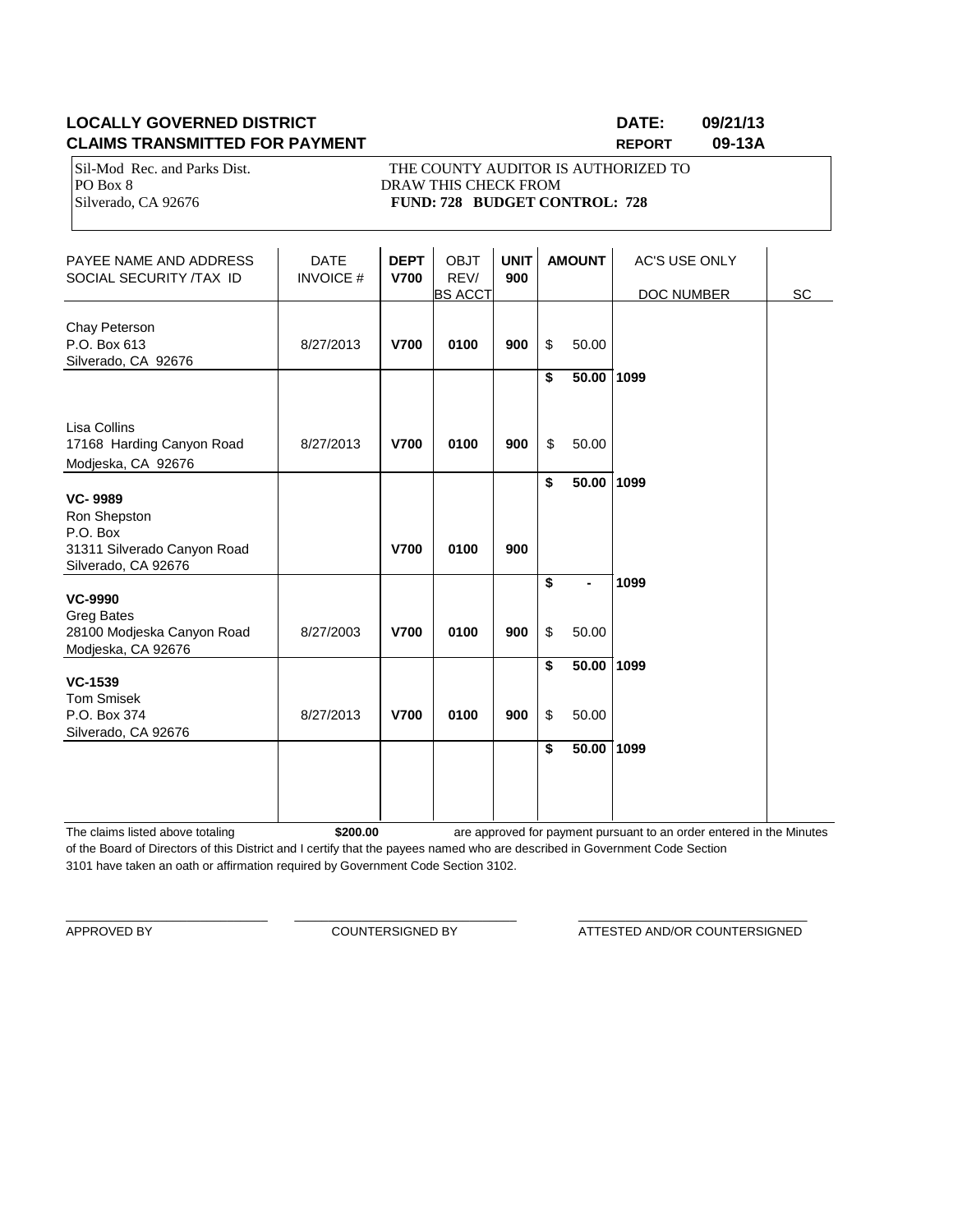**LOCALLY GOVERNED DISTRICT** **DATE: 09/21/13**
**CLAIMS TRANSMITTED FOR PAYMENT** **REPORT 09-13A**

Sil-Mod Rec. and Parks Dist.
PO Box 8
Silverado, CA 92676

THE COUNTY AUDITOR IS AUTHORIZED TO DRAW THIS CHECK FROM
**FUND: 728 BUDGET CONTROL: 728**

| PAYEE NAME AND ADDRESS SOCIAL SECURITY /TAX ID | DATE INVOICE # | **DEPT V700** | OBJT REV/ BS ACCT | **UNIT 900** | **AMOUNT** | AC'S USE ONLY DOC NUMBER | SC |
|---|---|---|---|---|---|---|---|
| Chay Peterson<br>P.O. Box 613<br>Silverado, CA 92676 | 8/27/2013 | **V700** | **0100** | **900** | $ 50.00 | | |
| | | | | | **$ 50.00** | **1099** | |
| Lisa Collins<br>17168 Harding Canyon Road<br>Modjeska, CA 92676 | 8/27/2013 | **V700** | **0100** | **900** | $ 50.00 | | |
| | | | | | **$ 50.00** | **1099** | |
| **VC- 9989**<br>Ron Shepston<br>P.O. Box<br>31311 Silverado Canyon Road<br>Silverado, CA 92676 | | **V700** | **0100** | **900** | | | |
| | | | | | **$ -** | **1099** | |
| **VC-9990**<br>Greg Bates<br>28100 Modjeska Canyon Road<br>Modjeska, CA 92676 | 8/27/2003 | **V700** | **0100** | **900** | $ 50.00 | | |
| | | | | | **$ 50.00** | **1099** | |
| **VC-1539**<br>Tom Smisek<br>P.O. Box 374<br>Silverado, CA 92676 | 8/27/2013 | **V700** | **0100** | **900** | $ 50.00 | | |
| | | | | | **$ 50.00** | **1099** | |

The claims listed above totaling **$200.00** are approved for payment pursuant to an order entered in the Minutes of the Board of Directors of this District and I certify that the payees named who are described in Government Code Section 3101 have taken an oath or affirmation required by Government Code Section 3102.

_____________________________ APPROVED BY

_____________________________ COUNTERSIGNED BY

_____________________________ ATTESTED AND/OR COUNTERSIGNED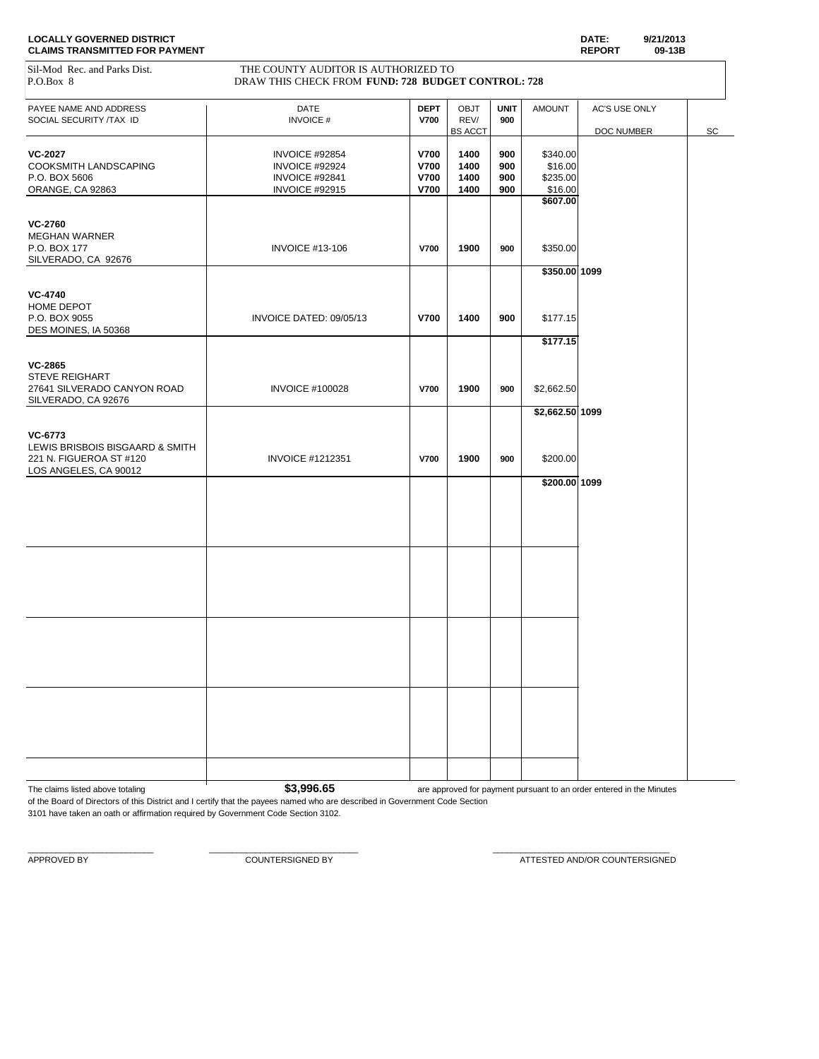**LOCALLY GOVERNED DISTRICT** **DATE: 9/21/2013**
**CLAIMS TRANSMITTED FOR PAYMENT** **REPORT 09-13B**

Sil-Mod Rec. and Parks Dist.
P.O.Box 8

THE COUNTY AUDITOR IS AUTHORIZED TO
DRAW THIS CHECK FROM **FUND: 728 BUDGET CONTROL: 728**

| PAYEE NAME AND ADDRESS SOCIAL SECURITY /TAX ID | DATE INVOICE # | DEPT V700 | OBJT REV/ BS ACCT | UNIT 900 | AMOUNT | AC'S USE ONLY DOC NUMBER | SC |
|---|---|---|---|---|---|---|---|
| **VC-2027** | INVOICE #92854 | **V700** | **1400** | **900** | $340.00 | | |
| COOKSMITH LANDSCAPING | INVOICE #92924 | **V700** | **1400** | **900** | $16.00 | | |
| P.O. BOX 5606 | INVOICE #92841 | **V700** | **1400** | **900** | $235.00 | | |
| ORANGE, CA 92863 | INVOICE #92915 | **V700** | **1400** | **900** | $16.00 | | |
| | | | | | **$607.00** | | |
| **VC-2760** | | | | | | | |
| MEGHAN WARNER | | | | | | | |
| P.O. BOX 177 | INVOICE #13-106 | **V700** | **1900** | **900** | $350.00 | | |
| SILVERADO, CA 92676 | | | | | | | |
| | | | | | **$350.00** | **1099** | |
| **VC-4740** | | | | | | | |
| HOME DEPOT | | | | | | | |
| P.O. BOX 9055 | INVOICE DATED: 09/05/13 | **V700** | **1400** | **900** | $177.15 | | |
| DES MOINES, IA 50368 | | | | | | | |
| | | | | | **$177.15** | | |
| **VC-2865** | | | | | | | |
| STEVE REIGHART | | | | | | | |
| 27641 SILVERADO CANYON ROAD | INVOICE #100028 | **V700** | **1900** | **900** | $2,662.50 | | |
| SILVERADO, CA 92676 | | | | | | | |
| | | | | | **$2,662.50** | **1099** | |
| **VC-6773** | | | | | | | |
| LEWIS BRISBOIS BISGAARD & SMITH | | | | | | | |
| 221 N. FIGUEROA ST #120 | INVOICE #1212351 | **V700** | **1900** | **900** | $200.00 | | |
| LOS ANGELES, CA 90012 | | | | | | | |
| | | | | | **$200.00** | **1099** | |

The claims listed above totaling **$3,996.65** are approved for payment pursuant to an order entered in the Minutes of the Board of Directors of this District and I certify that the payees named who are described in Government Code Section 3101 have taken an oath or affirmation required by Government Code Section 3102.

APPROVED BY ______________________ COUNTERSIGNED BY ______________________ ATTESTED AND/OR COUNTERSIGNED ______________________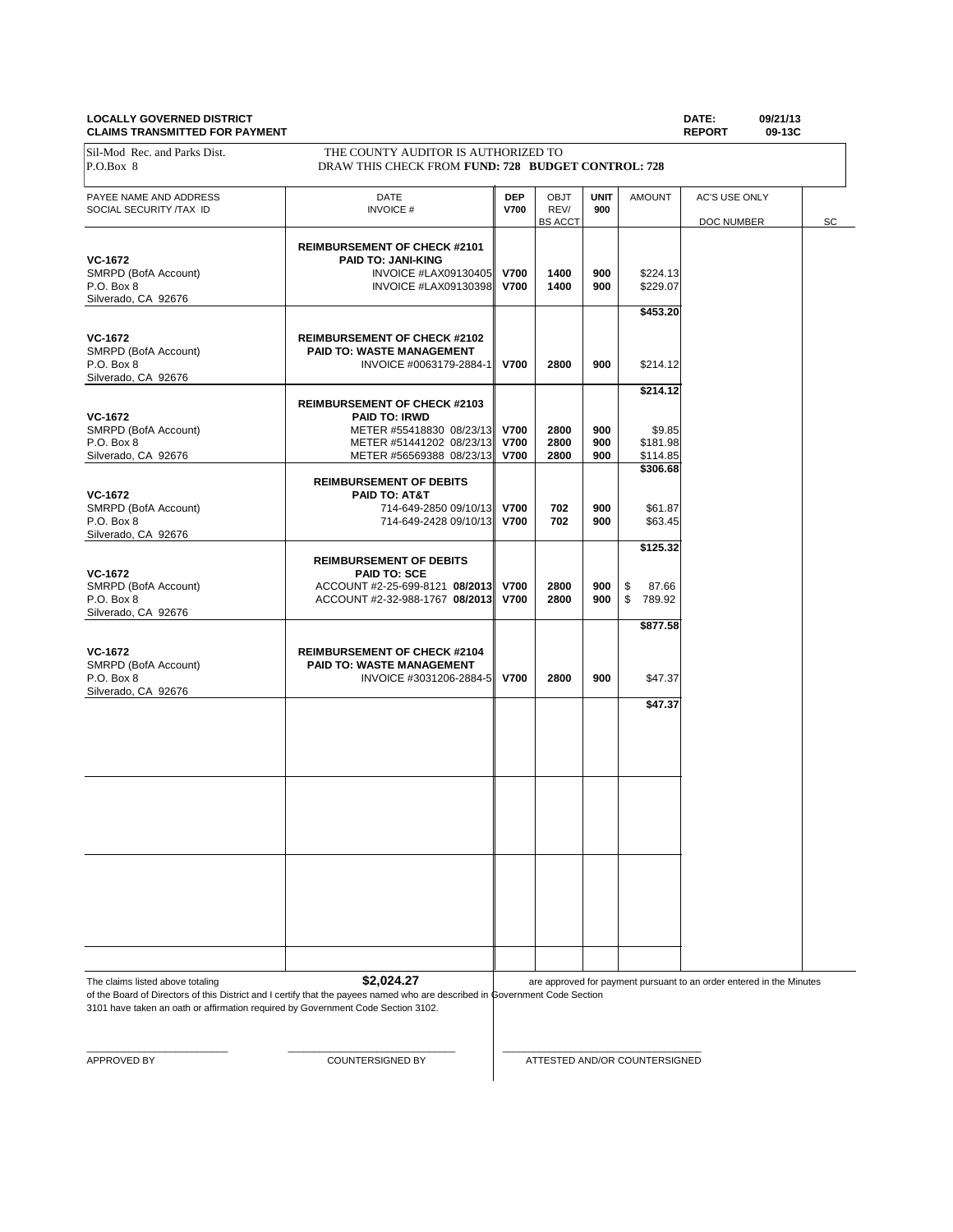**LOCALLY GOVERNED DISTRICT**
**CLAIMS TRANSMITTED FOR PAYMENT**

**DATE:** 09/21/13
**REPORT** 09-13C

Sil-Mod Rec. and Parks Dist.
P.O.Box 8

THE COUNTY AUDITOR IS AUTHORIZED TO
DRAW THIS CHECK FROM **FUND: 728 BUDGET CONTROL: 728**

| PAYEE NAME AND ADDRESS SOCIAL SECURITY /TAX ID | DATE INVOICE # | DEP V700 | OBJT REV/ BS ACCT | UNIT 900 | AMOUNT | AC'S USE ONLY DOC NUMBER | SC |
|---|---|---|---|---|---|---|---|
| | **REIMBURSEMENT OF CHECK #2101** | | | | | | |
| **VC-1672** | **PAID TO: JANI-KING** | | | | | | |
| SMRPD (BofA Account) | INVOICE #LAX09130405 | **V700** | **1400** | **900** | $224.13 | | |
| P.O. Box 8 | INVOICE #LAX09130398 | **V700** | **1400** | **900** | $229.07 | | |
| Silverado, CA 92676 | | | | | | | |
| | | | | | **$453.20** | | |
| **VC-1672** | **REIMBURSEMENT OF CHECK #2102** | | | | | | |
| SMRPD (BofA Account) | **PAID TO: WASTE MANAGEMENT** | | | | | | |
| P.O. Box 8 | INVOICE #0063179-2884-1 | **V700** | **2800** | **900** | $214.12 | | |
| Silverado, CA 92676 | | | | | | | |
| | | | | | **$214.12** | | |
| | **REIMBURSEMENT OF CHECK #2103** | | | | | | |
| **VC-1672** | **PAID TO: IRWD** | | | | | | |
| SMRPD (BofA Account) | METER #55418830 08/23/13 | **V700** | **2800** | **900** | $9.85 | | |
| P.O. Box 8 | METER #51441202 08/23/13 | **V700** | **2800** | **900** | $181.98 | | |
| Silverado, CA 92676 | METER #56569388 08/23/13 | **V700** | **2800** | **900** | $114.85 | | |
| | | | | | **$306.68** | | |
| | **REIMBURSEMENT OF DEBITS** | | | | | | |
| **VC-1672** | **PAID TO: AT&T** | | | | | | |
| SMRPD (BofA Account) | 714-649-2850 09/10/13 | **V700** | **702** | **900** | $61.87 | | |
| P.O. Box 8 | 714-649-2428 09/10/13 | **V700** | **702** | **900** | $63.45 | | |
| Silverado, CA 92676 | | | | | | | |
| | | | | | **$125.32** | | |
| | **REIMBURSEMENT OF DEBITS** | | | | | | |
| **VC-1672** | **PAID TO: SCE** | | | | | | |
| SMRPD (BofA Account) | ACCOUNT #2-25-699-8121 **08/2013** | **V700** | **2800** | **900** | $ 87.66 | | |
| P.O. Box 8 | ACCOUNT #2-32-988-1767 **08/2013** | **V700** | **2800** | **900** | $ 789.92 | | |
| Silverado, CA 92676 | | | | | | | |
| | | | | | **$877.58** | | |
| **VC-1672** | **REIMBURSEMENT OF CHECK #2104** | | | | | | |
| SMRPD (BofA Account) | **PAID TO: WASTE MANAGEMENT** | | | | | | |
| P.O. Box 8 | INVOICE #3031206-2884-5 | **V700** | **2800** | **900** | $47.37 | | |
| Silverado, CA 92676 | | | | | | | |
| | | | | | **$47.37** | | |

The claims listed above totaling **$2,024.27** are approved for payment pursuant to an order entered in the Minutes of the Board of Directors of this District and I certify that the payees named who are described in Government Code Section 3101 have taken an oath or affirmation required by Government Code Section 3102.

_________________________ APPROVED BY

_________________________ COUNTERSIGNED BY

_________________________ ATTESTED AND/OR COUNTERSIGNED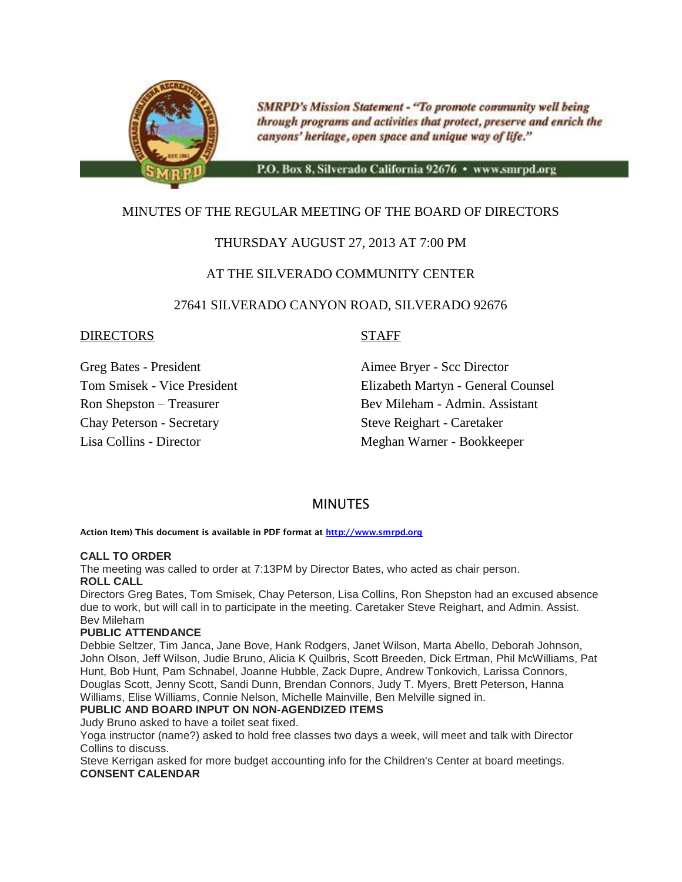SMRPD's Mission Statement - "To promote community well being through programs and activities that protect, preserve and enrich the canyons' heritage, open space and unique way of life."

P.O. Box 8, Silverado California 92676 • www.smrpd.org

MINUTES OF THE REGULAR MEETING OF THE BOARD OF DIRECTORS

THURSDAY AUGUST 27, 2013 AT 7:00 PM

AT THE SILVERADO COMMUNITY CENTER

27641 SILVERADO CANYON ROAD, SILVERADO 92676

DIRECTORS

Greg Bates - President
Tom Smisek - Vice President
Ron Shepston – Treasurer
Chay Peterson - Secretary
Lisa Collins - Director

STAFF

Aimee Bryer - Scc Director
Elizabeth Martyn - General Counsel
Bev Mileham - Admin. Assistant
Steve Reighart - Caretaker
Meghan Warner - Bookkeeper

## MINUTES

**Action Item) This document is available in PDF format at http://www.smrpd.org**

**CALL TO ORDER**
The meeting was called to order at 7:13PM by Director Bates, who acted as chair person.

**ROLL CALL**
Directors Greg Bates, Tom Smisek, Chay Peterson, Lisa Collins, Ron Shepston had an excused absence due to work, but will call in to participate in the meeting. Caretaker Steve Reighart, and Admin. Assist. Bev Mileham

**PUBLIC ATTENDANCE**
Debbie Seltzer, Tim Janca, Jane Bove, Hank Rodgers, Janet Wilson, Marta Abello, Deborah Johnson, John Olson, Jeff Wilson, Judie Bruno, Alicia K Quilbris, Scott Breeden, Dick Ertman, Phil McWilliams, Pat Hunt, Bob Hunt, Pam Schnabel, Joanne Hubble, Zack Dupre, Andrew Tonkovich, Larissa Connors, Douglas Scott, Jenny Scott, Sandi Dunn, Brendan Connors, Judy T. Myers, Brett Peterson, Hanna Williams, Elise Williams, Connie Nelson, Michelle Mainville, Ben Melville signed in.

**PUBLIC AND BOARD INPUT ON NON-AGENDIZED ITEMS**
Judy Bruno asked to have a toilet seat fixed.
Yoga instructor (name?) asked to hold free classes two days a week, will meet and talk with Director Collins to discuss.
Steve Kerrigan asked for more budget accounting info for the Children's Center at board meetings.

**CONSENT CALENDAR**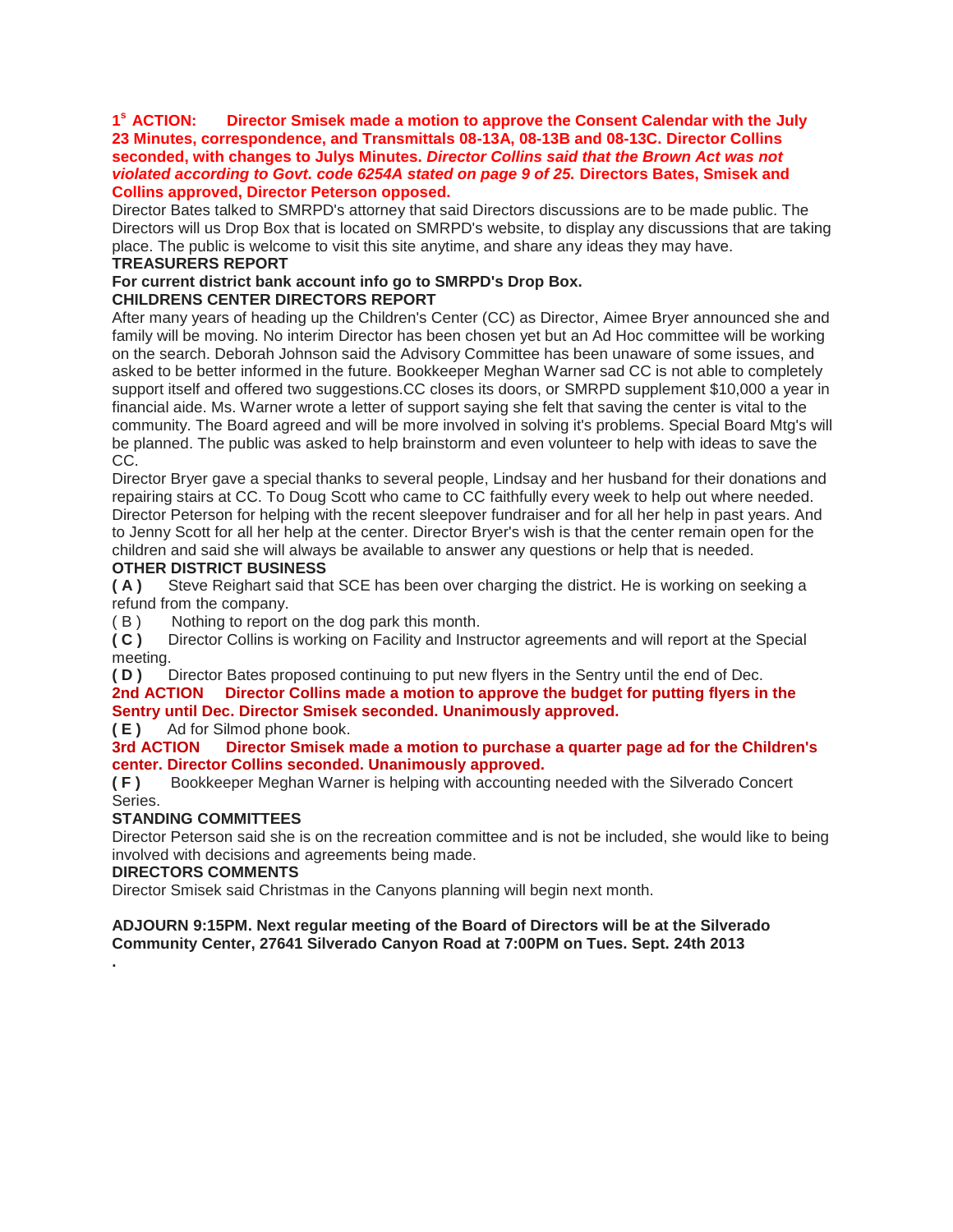**1[s] ACTION: Director Smisek made a motion to approve the Consent Calendar with the July 23 Minutes, correspondence, and Transmittals 08-13A, 08-13B and 08-13C. Director Collins seconded, with changes to Julys Minutes. *Director Collins said that the Brown Act was not violated according to Govt. code 6254A stated on page 9 of 25.* Directors Bates, Smisek and Collins approved, Director Peterson opposed.**

Director Bates talked to SMRPD's attorney that said Directors discussions are to be made public. The Directors will us Drop Box that is located on SMRPD's website, to display any discussions that are taking place. The public is welcome to visit this site anytime, and share any ideas they may have.

**TREASURERS REPORT**

**For current district bank account info go to SMRPD's Drop Box.**

**CHILDRENS CENTER DIRECTORS REPORT**

After many years of heading up the Children's Center (CC) as Director, Aimee Bryer announced she and family will be moving. No interim Director has been chosen yet but an Ad Hoc committee will be working on the search. Deborah Johnson said the Advisory Committee has been unaware of some issues, and asked to be better informed in the future. Bookkeeper Meghan Warner sad CC is not able to completely support itself and offered two suggestions.CC closes its doors, or SMRPD supplement $10,000 a year in financial aide. Ms. Warner wrote a letter of support saying she felt that saving the center is vital to the community. The Board agreed and will be more involved in solving it's problems. Special Board Mtg's will be planned. The public was asked to help brainstorm and even volunteer to help with ideas to save the CC.

Director Bryer gave a special thanks to several people, Lindsay and her husband for their donations and repairing stairs at CC. To Doug Scott who came to CC faithfully every week to help out where needed. Director Peterson for helping with the recent sleepover fundraiser and for all her help in past years. And to Jenny Scott for all her help at the center. Director Bryer's wish is that the center remain open for the children and said she will always be available to answer any questions or help that is needed.

**OTHER DISTRICT BUSINESS**

**( A )** Steve Reighart said that SCE has been over charging the district. He is working on seeking a refund from the company.

( B ) Nothing to report on the dog park this month.

**( C )** Director Collins is working on Facility and Instructor agreements and will report at the Special meeting.

**( D )** Director Bates proposed continuing to put new flyers in the Sentry until the end of Dec.

**2nd ACTION Director Collins made a motion to approve the budget for putting flyers in the Sentry until Dec. Director Smisek seconded. Unanimously approved.**

**( E )** Ad for Silmod phone book.

**3rd ACTION Director Smisek made a motion to purchase a quarter page ad for the Children's center. Director Collins seconded. Unanimously approved.**

**( F )** Bookkeeper Meghan Warner is helping with accounting needed with the Silverado Concert Series.

**STANDING COMMITTEES**

Director Peterson said she is on the recreation committee and is not be included, she would like to being involved with decisions and agreements being made.

**DIRECTORS COMMENTS**

Director Smisek said Christmas in the Canyons planning will begin next month.

**ADJOURN 9:15PM. Next regular meeting of the Board of Directors will be at the Silverado Community Center, 27641 Silverado Canyon Road at 7:00PM on Tues. Sept. 24th 2013**

.